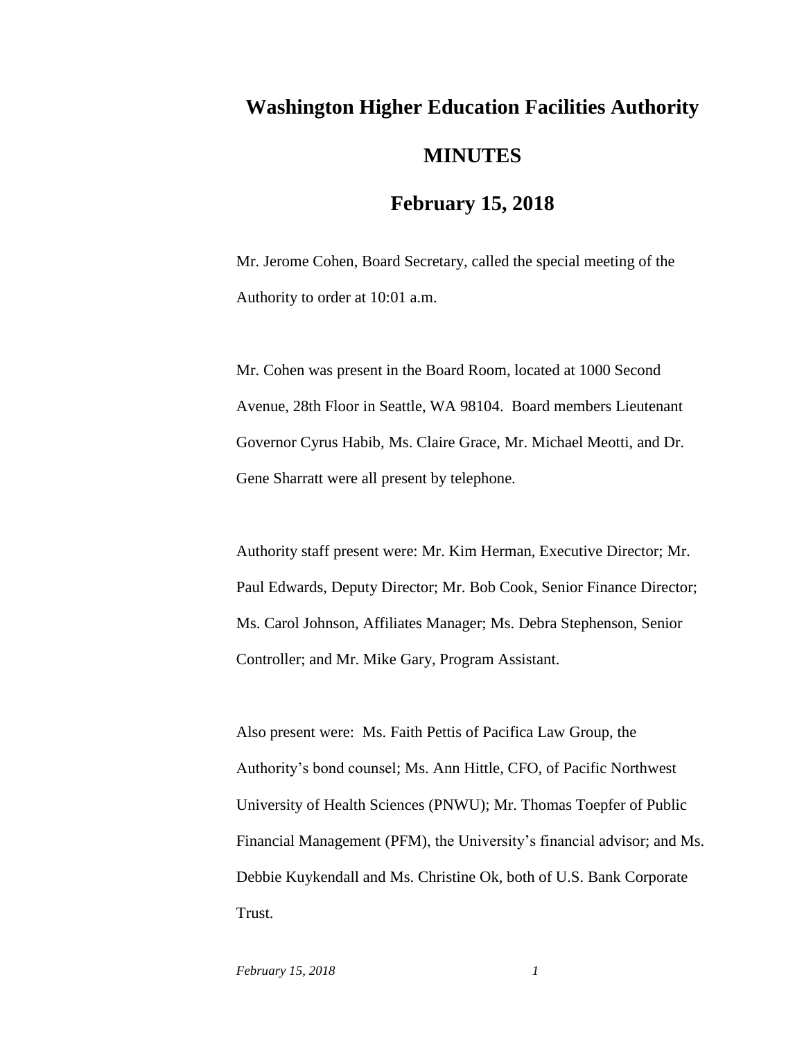# Washington Higher Education Facilities Authority

## MINUTES

## February 15, 2018

Mr. Jerome Cohen, Board Secretary, called the special meeting of the Authority to order at 10:01 a.m.

Mr. Cohen was present in the Board Room, located at 1000 Second Avenue, 28th Floor in Seattle, WA 98104. Board members Lieutenant Governor Cyrus Habib, Ms. Claire Grace, Mr. Michael Meotti, and Dr. Gene Sharratt were all present by telephone.

Authority staff present were: Mr. Kim Herman, Executive Director; Mr. Paul Edwards, Deputy Director; Mr. Bob Cook, Senior Finance Director; Ms. Carol Johnson, Affiliates Manager; Ms. Debra Stephenson, Senior Controller; and Mr. Mike Gary, Program Assistant.

Also present were: Ms. Faith Pettis of Pacifica Law Group, the Authority's bond counsel; Ms. Ann Hittle, CFO, of Pacific Northwest University of Health Sciences (PNWU); Mr. Thomas Toepfer of Public Financial Management (PFM), the University's financial advisor; and Ms. Debbie Kuykendall and Ms. Christine Ok, both of U.S. Bank Corporate Trust.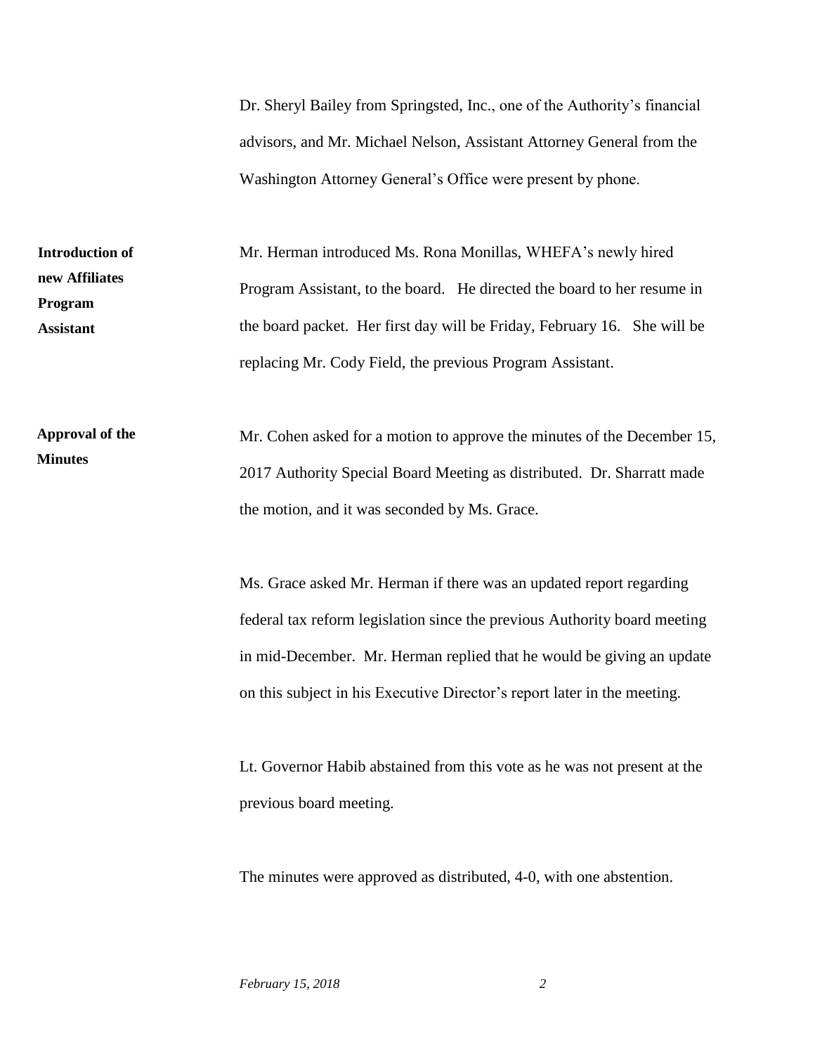Dr. Sheryl Bailey from Springsted, Inc., one of the Authority's financial advisors, and Mr. Michael Nelson, Assistant Attorney General from the Washington Attorney General's Office were present by phone.

**Introduction of new Affiliates Program Assistant**

Mr. Herman introduced Ms. Rona Monillas, WHEFA's newly hired Program Assistant, to the board. He directed the board to her resume in the board packet. Her first day will be Friday, February 16. She will be replacing Mr. Cody Field, the previous Program Assistant.

**Approval of the Minutes**

Mr. Cohen asked for a motion to approve the minutes of the December 15, 2017 Authority Special Board Meeting as distributed. Dr. Sharratt made the motion, and it was seconded by Ms. Grace.

Ms. Grace asked Mr. Herman if there was an updated report regarding federal tax reform legislation since the previous Authority board meeting in mid-December. Mr. Herman replied that he would be giving an update on this subject in his Executive Director's report later in the meeting.

Lt. Governor Habib abstained from this vote as he was not present at the previous board meeting.

The minutes were approved as distributed, 4-0, with one abstention.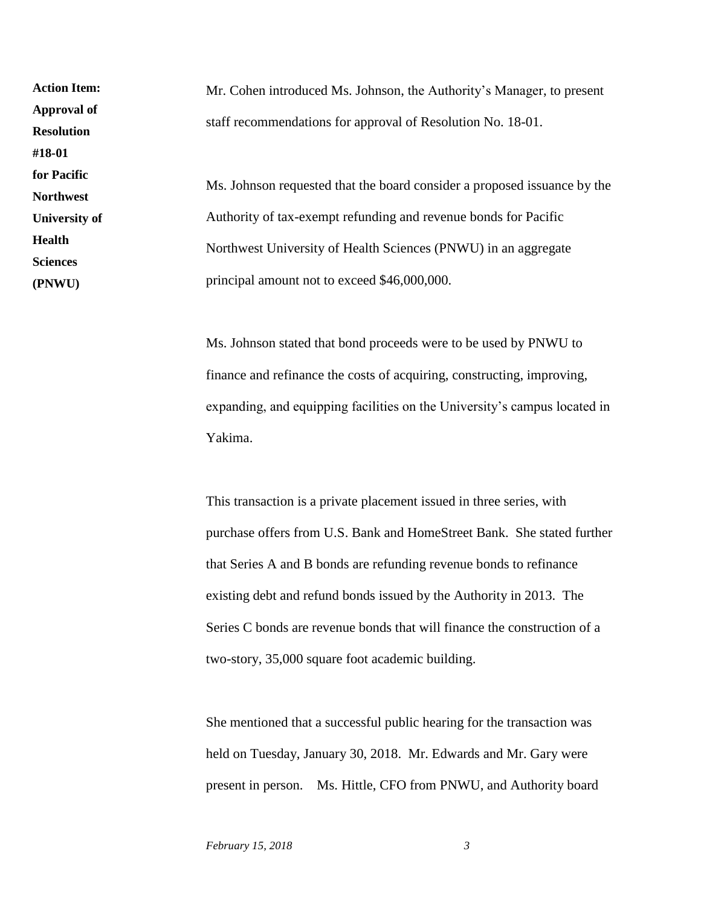**Action Item: Approval of Resolution #18-01 for Pacific Northwest University of Health Sciences (PNWU)**

Mr. Cohen introduced Ms. Johnson, the Authority's Manager, to present staff recommendations for approval of Resolution No. 18-01.

Ms. Johnson requested that the board consider a proposed issuance by the Authority of tax-exempt refunding and revenue bonds for Pacific Northwest University of Health Sciences (PNWU) in an aggregate principal amount not to exceed $46,000,000.

Ms. Johnson stated that bond proceeds were to be used by PNWU to finance and refinance the costs of acquiring, constructing, improving, expanding, and equipping facilities on the University's campus located in Yakima.

This transaction is a private placement issued in three series, with purchase offers from U.S. Bank and HomeStreet Bank. She stated further that Series A and B bonds are refunding revenue bonds to refinance existing debt and refund bonds issued by the Authority in 2013. The Series C bonds are revenue bonds that will finance the construction of a two-story, 35,000 square foot academic building.

She mentioned that a successful public hearing for the transaction was held on Tuesday, January 30, 2018. Mr. Edwards and Mr. Gary were present in person. Ms. Hittle, CFO from PNWU, and Authority board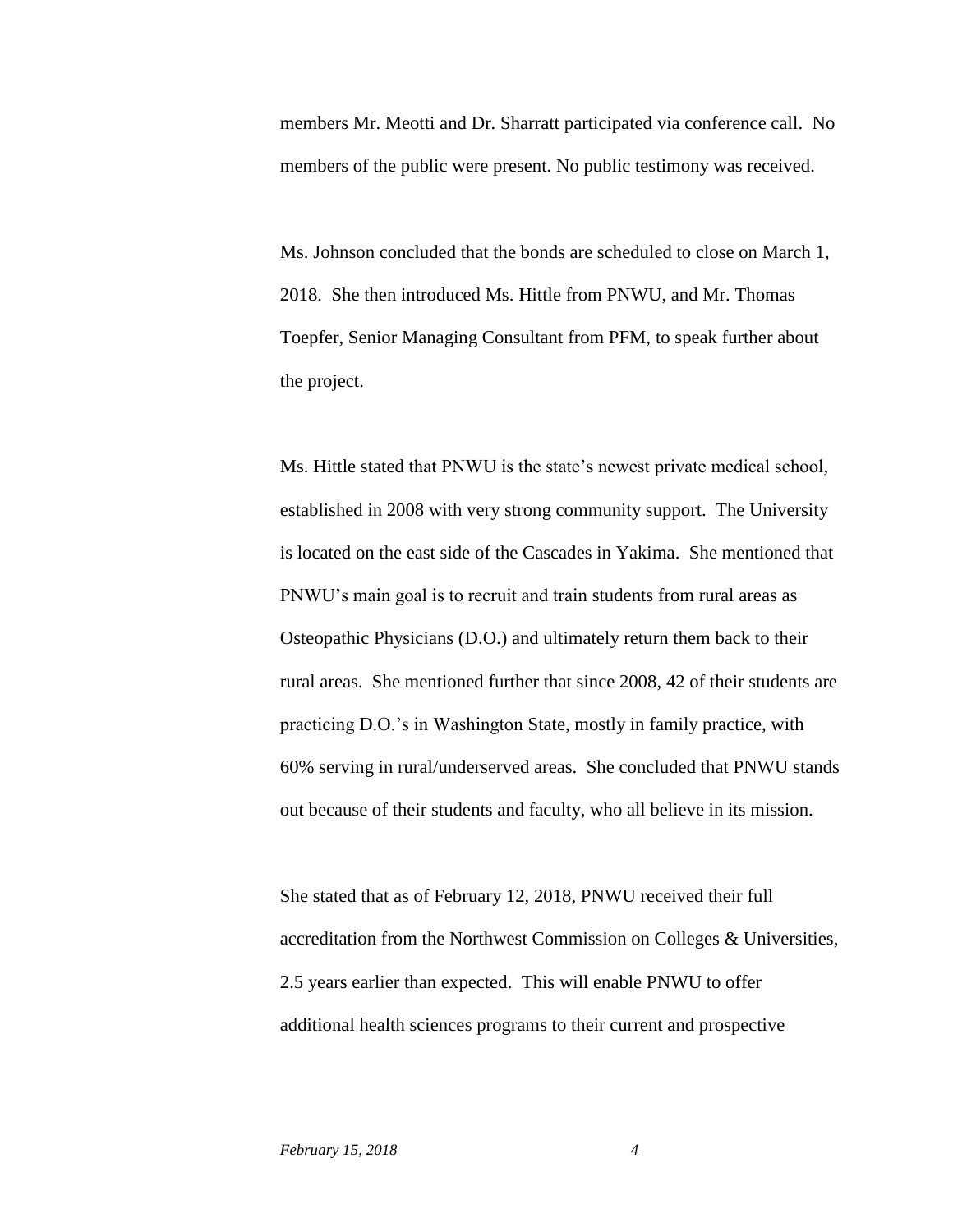members Mr. Meotti and Dr. Sharratt participated via conference call. No members of the public were present. No public testimony was received.

Ms. Johnson concluded that the bonds are scheduled to close on March 1, 2018. She then introduced Ms. Hittle from PNWU, and Mr. Thomas Toepfer, Senior Managing Consultant from PFM, to speak further about the project.

Ms. Hittle stated that PNWU is the state's newest private medical school, established in 2008 with very strong community support. The University is located on the east side of the Cascades in Yakima. She mentioned that PNWU's main goal is to recruit and train students from rural areas as Osteopathic Physicians (D.O.) and ultimately return them back to their rural areas. She mentioned further that since 2008, 42 of their students are practicing D.O.'s in Washington State, mostly in family practice, with 60% serving in rural/underserved areas. She concluded that PNWU stands out because of their students and faculty, who all believe in its mission.

She stated that as of February 12, 2018, PNWU received their full accreditation from the Northwest Commission on Colleges & Universities, 2.5 years earlier than expected. This will enable PNWU to offer additional health sciences programs to their current and prospective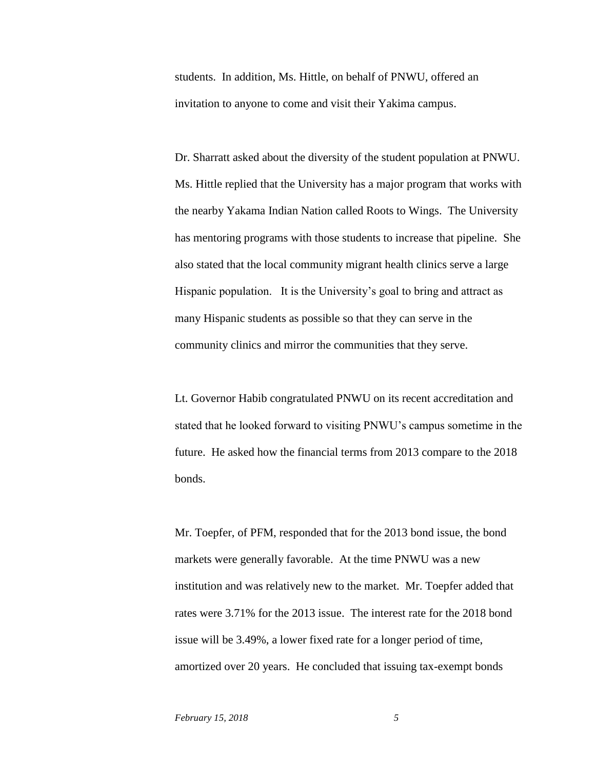students. In addition, Ms. Hittle, on behalf of PNWU, offered an invitation to anyone to come and visit their Yakima campus.

Dr. Sharratt asked about the diversity of the student population at PNWU. Ms. Hittle replied that the University has a major program that works with the nearby Yakama Indian Nation called Roots to Wings. The University has mentoring programs with those students to increase that pipeline. She also stated that the local community migrant health clinics serve a large Hispanic population. It is the University's goal to bring and attract as many Hispanic students as possible so that they can serve in the community clinics and mirror the communities that they serve.

Lt. Governor Habib congratulated PNWU on its recent accreditation and stated that he looked forward to visiting PNWU's campus sometime in the future. He asked how the financial terms from 2013 compare to the 2018 bonds.

Mr. Toepfer, of PFM, responded that for the 2013 bond issue, the bond markets were generally favorable. At the time PNWU was a new institution and was relatively new to the market. Mr. Toepfer added that rates were 3.71% for the 2013 issue. The interest rate for the 2018 bond issue will be 3.49%, a lower fixed rate for a longer period of time, amortized over 20 years. He concluded that issuing tax-exempt bonds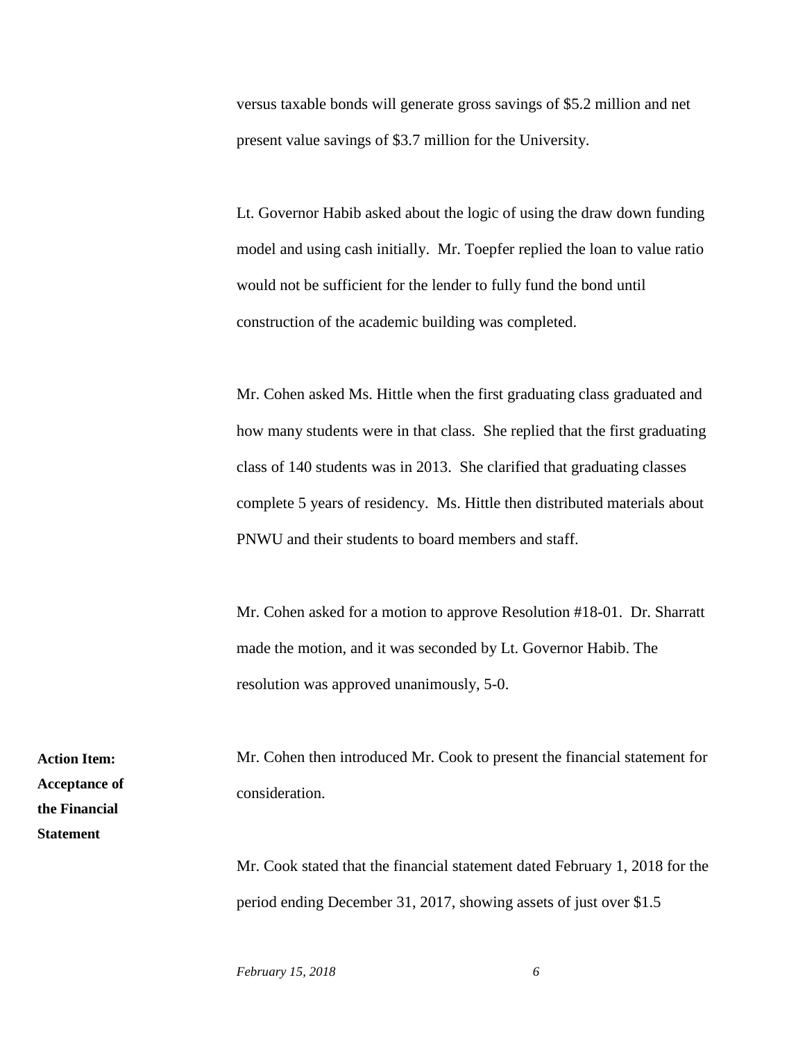versus taxable bonds will generate gross savings of $5.2 million and net present value savings of $3.7 million for the University.

Lt. Governor Habib asked about the logic of using the draw down funding model and using cash initially. Mr. Toepfer replied the loan to value ratio would not be sufficient for the lender to fully fund the bond until construction of the academic building was completed.

Mr. Cohen asked Ms. Hittle when the first graduating class graduated and how many students were in that class. She replied that the first graduating class of 140 students was in 2013. She clarified that graduating classes complete 5 years of residency. Ms. Hittle then distributed materials about PNWU and their students to board members and staff.

Mr. Cohen asked for a motion to approve Resolution #18-01. Dr. Sharratt made the motion, and it was seconded by Lt. Governor Habib. The resolution was approved unanimously, 5-0.

**Action Item: Acceptance of the Financial Statement**

Mr. Cohen then introduced Mr. Cook to present the financial statement for consideration.

Mr. Cook stated that the financial statement dated February 1, 2018 for the period ending December 31, 2017, showing assets of just over $1.5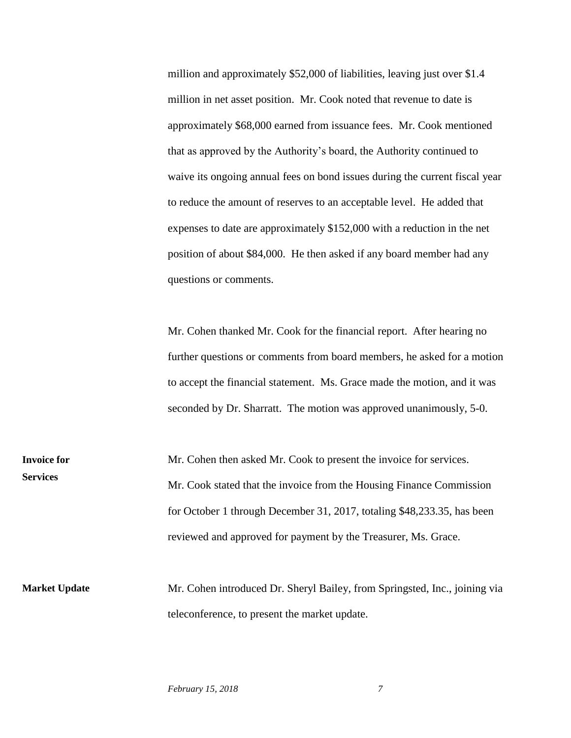million and approximately $52,000 of liabilities, leaving just over $1.4 million in net asset position. Mr. Cook noted that revenue to date is approximately $68,000 earned from issuance fees. Mr. Cook mentioned that as approved by the Authority's board, the Authority continued to waive its ongoing annual fees on bond issues during the current fiscal year to reduce the amount of reserves to an acceptable level. He added that expenses to date are approximately $152,000 with a reduction in the net position of about $84,000. He then asked if any board member had any questions or comments.

Mr. Cohen thanked Mr. Cook for the financial report. After hearing no further questions or comments from board members, he asked for a motion to accept the financial statement. Ms. Grace made the motion, and it was seconded by Dr. Sharratt. The motion was approved unanimously, 5-0.

**Invoice for Services**

Mr. Cohen then asked Mr. Cook to present the invoice for services. Mr. Cook stated that the invoice from the Housing Finance Commission for October 1 through December 31, 2017, totaling $48,233.35, has been reviewed and approved for payment by the Treasurer, Ms. Grace.

**Market Update**

Mr. Cohen introduced Dr. Sheryl Bailey, from Springsted, Inc., joining via teleconference, to present the market update.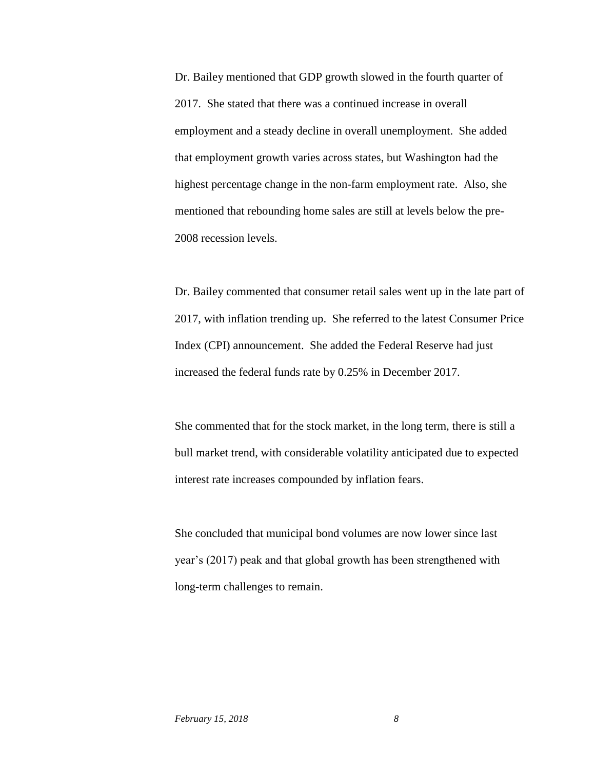Dr. Bailey mentioned that GDP growth slowed in the fourth quarter of 2017. She stated that there was a continued increase in overall employment and a steady decline in overall unemployment. She added that employment growth varies across states, but Washington had the highest percentage change in the non-farm employment rate. Also, she mentioned that rebounding home sales are still at levels below the pre-2008 recession levels.

Dr. Bailey commented that consumer retail sales went up in the late part of 2017, with inflation trending up. She referred to the latest Consumer Price Index (CPI) announcement. She added the Federal Reserve had just increased the federal funds rate by 0.25% in December 2017.

She commented that for the stock market, in the long term, there is still a bull market trend, with considerable volatility anticipated due to expected interest rate increases compounded by inflation fears.

She concluded that municipal bond volumes are now lower since last year's (2017) peak and that global growth has been strengthened with long-term challenges to remain.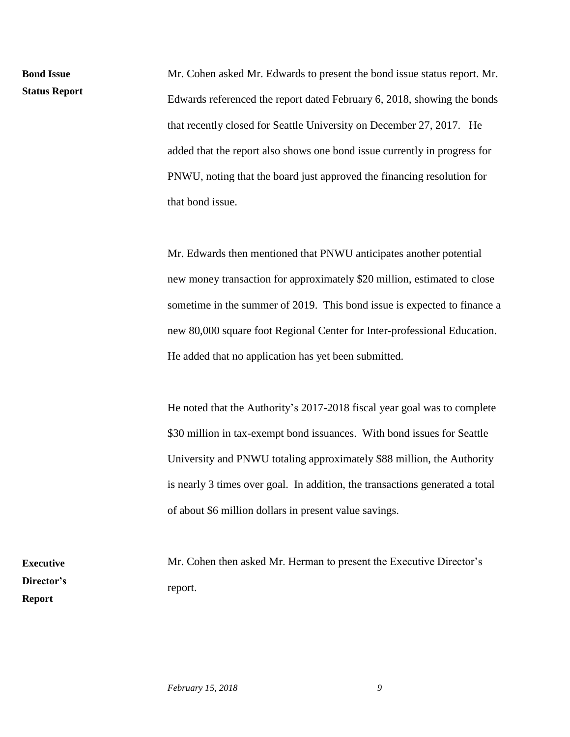**Bond Issue Status Report**

Mr. Cohen asked Mr. Edwards to present the bond issue status report. Mr. Edwards referenced the report dated February 6, 2018, showing the bonds that recently closed for Seattle University on December 27, 2017. He added that the report also shows one bond issue currently in progress for PNWU, noting that the board just approved the financing resolution for that bond issue.

Mr. Edwards then mentioned that PNWU anticipates another potential new money transaction for approximately $20 million, estimated to close sometime in the summer of 2019. This bond issue is expected to finance a new 80,000 square foot Regional Center for Inter-professional Education. He added that no application has yet been submitted.

He noted that the Authority's 2017-2018 fiscal year goal was to complete $30 million in tax-exempt bond issuances. With bond issues for Seattle University and PNWU totaling approximately $88 million, the Authority is nearly 3 times over goal. In addition, the transactions generated a total of about $6 million dollars in present value savings.

**Executive Director's Report**

Mr. Cohen then asked Mr. Herman to present the Executive Director's report.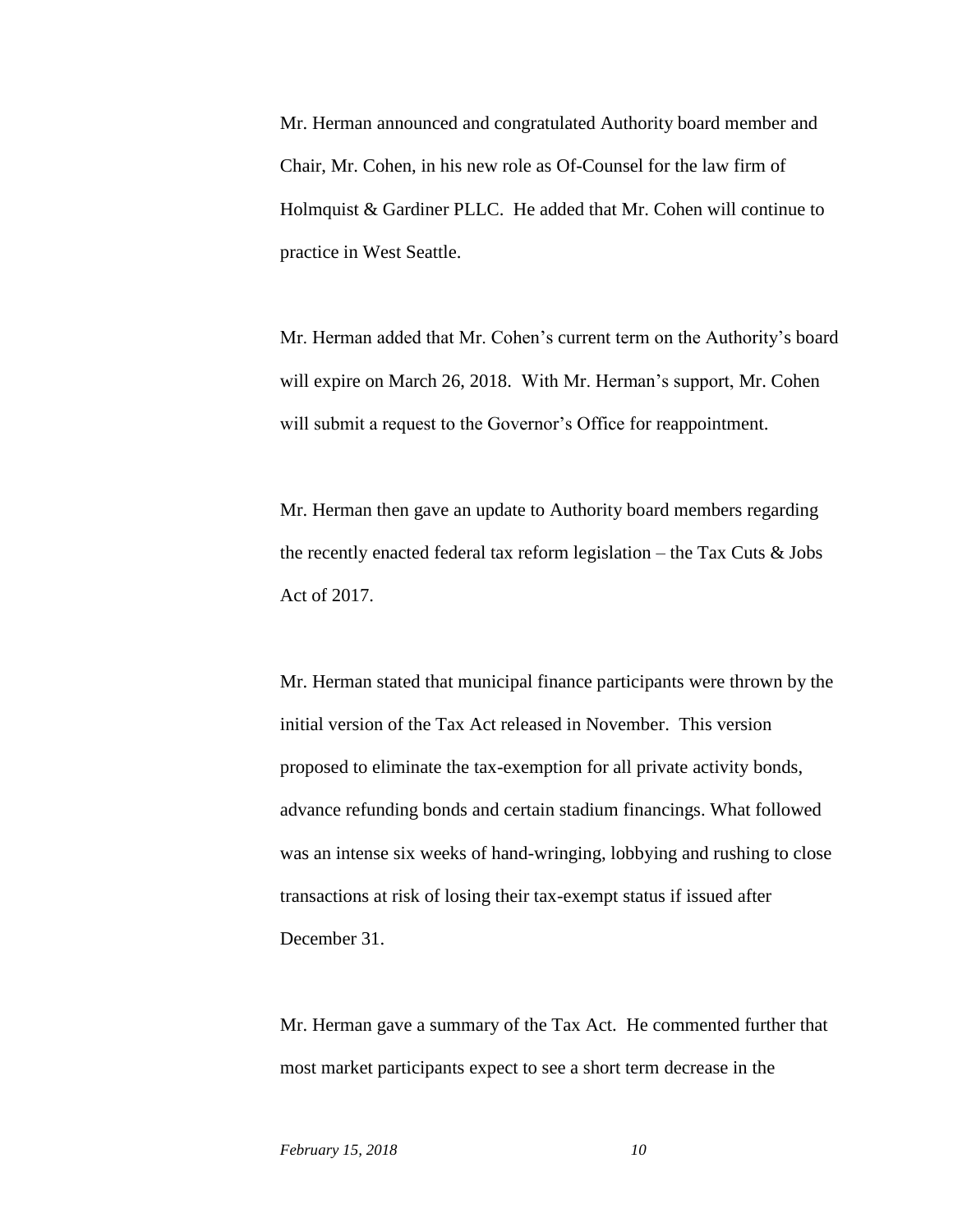Mr. Herman announced and congratulated Authority board member and Chair, Mr. Cohen, in his new role as Of-Counsel for the law firm of Holmquist & Gardiner PLLC. He added that Mr. Cohen will continue to practice in West Seattle.

Mr. Herman added that Mr. Cohen's current term on the Authority's board will expire on March 26, 2018. With Mr. Herman's support, Mr. Cohen will submit a request to the Governor's Office for reappointment.

Mr. Herman then gave an update to Authority board members regarding the recently enacted federal tax reform legislation – the Tax Cuts & Jobs Act of 2017.

Mr. Herman stated that municipal finance participants were thrown by the initial version of the Tax Act released in November. This version proposed to eliminate the tax-exemption for all private activity bonds, advance refunding bonds and certain stadium financings. What followed was an intense six weeks of hand-wringing, lobbying and rushing to close transactions at risk of losing their tax-exempt status if issued after December 31.

Mr. Herman gave a summary of the Tax Act. He commented further that most market participants expect to see a short term decrease in the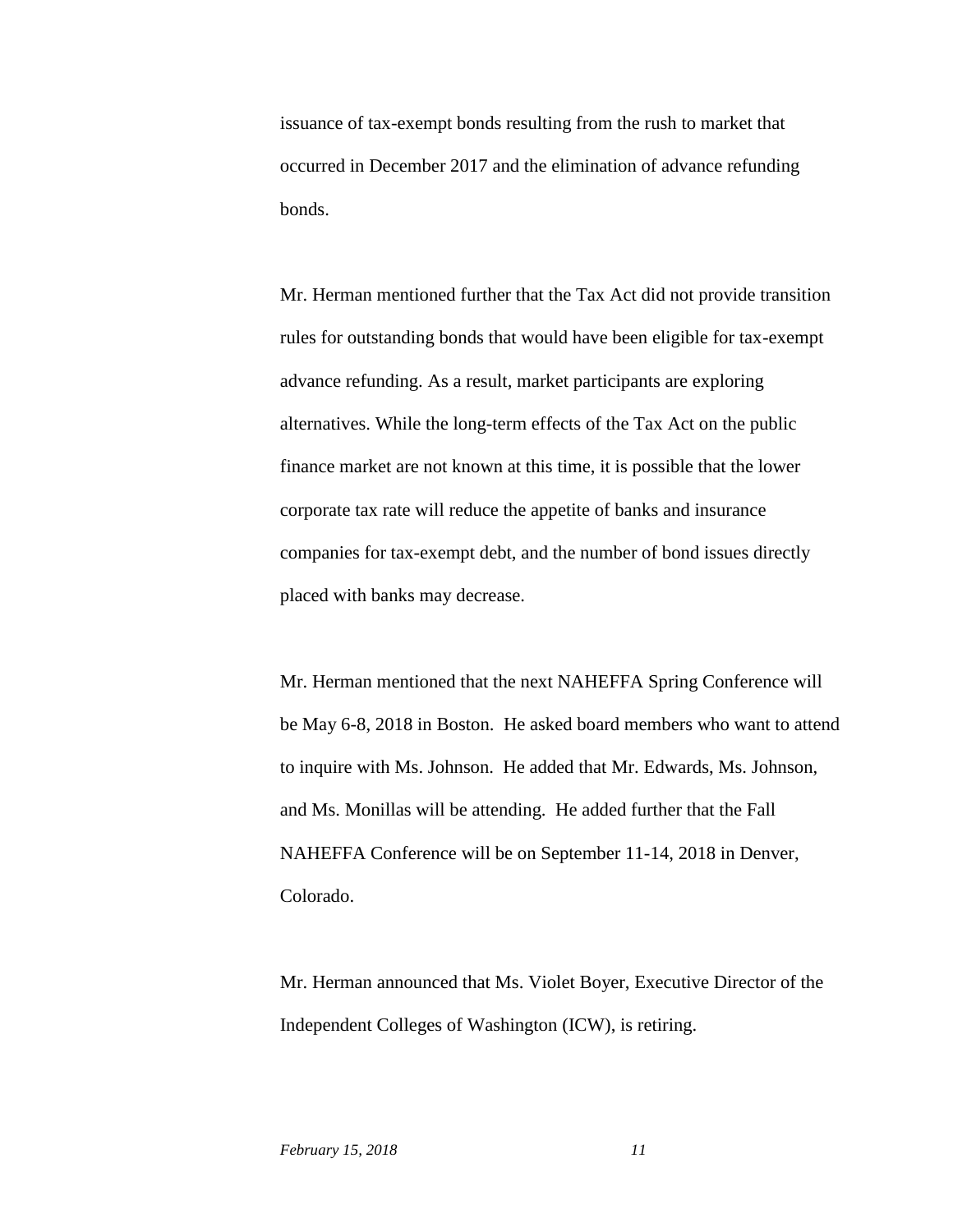issuance of tax-exempt bonds resulting from the rush to market that occurred in December 2017 and the elimination of advance refunding bonds.

Mr. Herman mentioned further that the Tax Act did not provide transition rules for outstanding bonds that would have been eligible for tax-exempt advance refunding. As a result, market participants are exploring alternatives. While the long-term effects of the Tax Act on the public finance market are not known at this time, it is possible that the lower corporate tax rate will reduce the appetite of banks and insurance companies for tax-exempt debt, and the number of bond issues directly placed with banks may decrease.

Mr. Herman mentioned that the next NAHEFFA Spring Conference will be May 6-8, 2018 in Boston. He asked board members who want to attend to inquire with Ms. Johnson. He added that Mr. Edwards, Ms. Johnson, and Ms. Monillas will be attending. He added further that the Fall NAHEFFA Conference will be on September 11-14, 2018 in Denver, Colorado.

Mr. Herman announced that Ms. Violet Boyer, Executive Director of the Independent Colleges of Washington (ICW), is retiring.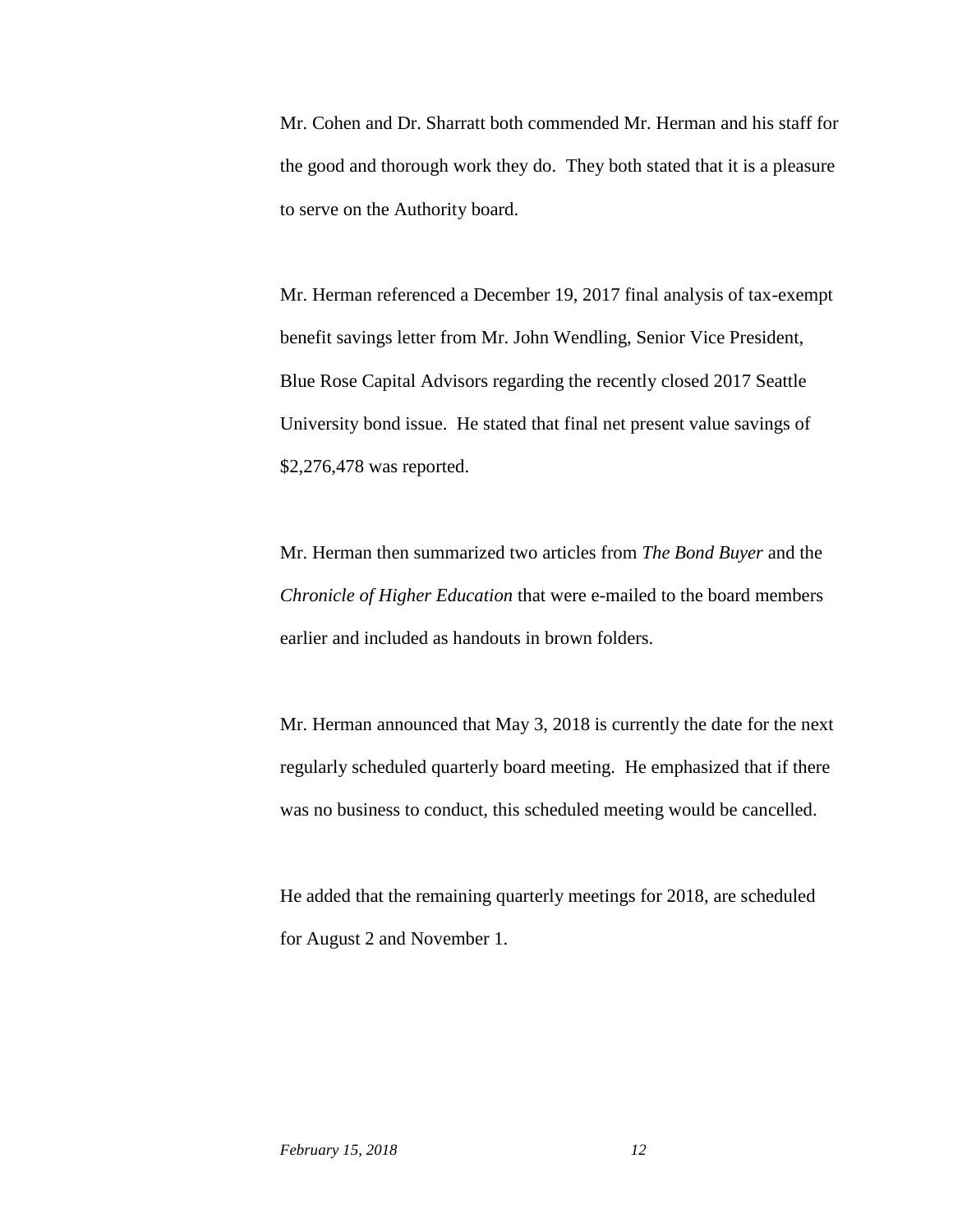Mr. Cohen and Dr. Sharratt both commended Mr. Herman and his staff for the good and thorough work they do. They both stated that it is a pleasure to serve on the Authority board.

Mr. Herman referenced a December 19, 2017 final analysis of tax-exempt benefit savings letter from Mr. John Wendling, Senior Vice President, Blue Rose Capital Advisors regarding the recently closed 2017 Seattle University bond issue. He stated that final net present value savings of $2,276,478 was reported.

Mr. Herman then summarized two articles from *The Bond Buyer* and the *Chronicle of Higher Education* that were e-mailed to the board members earlier and included as handouts in brown folders.

Mr. Herman announced that May 3, 2018 is currently the date for the next regularly scheduled quarterly board meeting. He emphasized that if there was no business to conduct, this scheduled meeting would be cancelled.

He added that the remaining quarterly meetings for 2018, are scheduled for August 2 and November 1.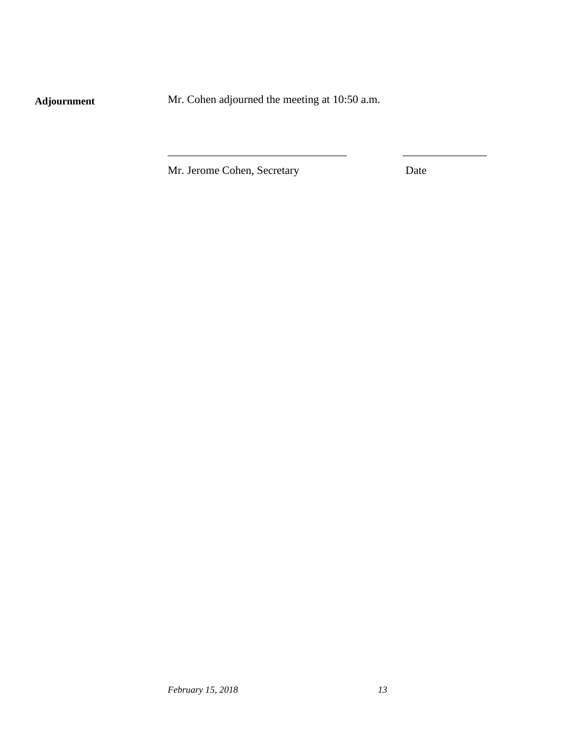**Adjournment**

Mr. Cohen adjourned the meeting at 10:50 a.m.

________________________________ _______________

Mr. Jerome Cohen, Secretary Date